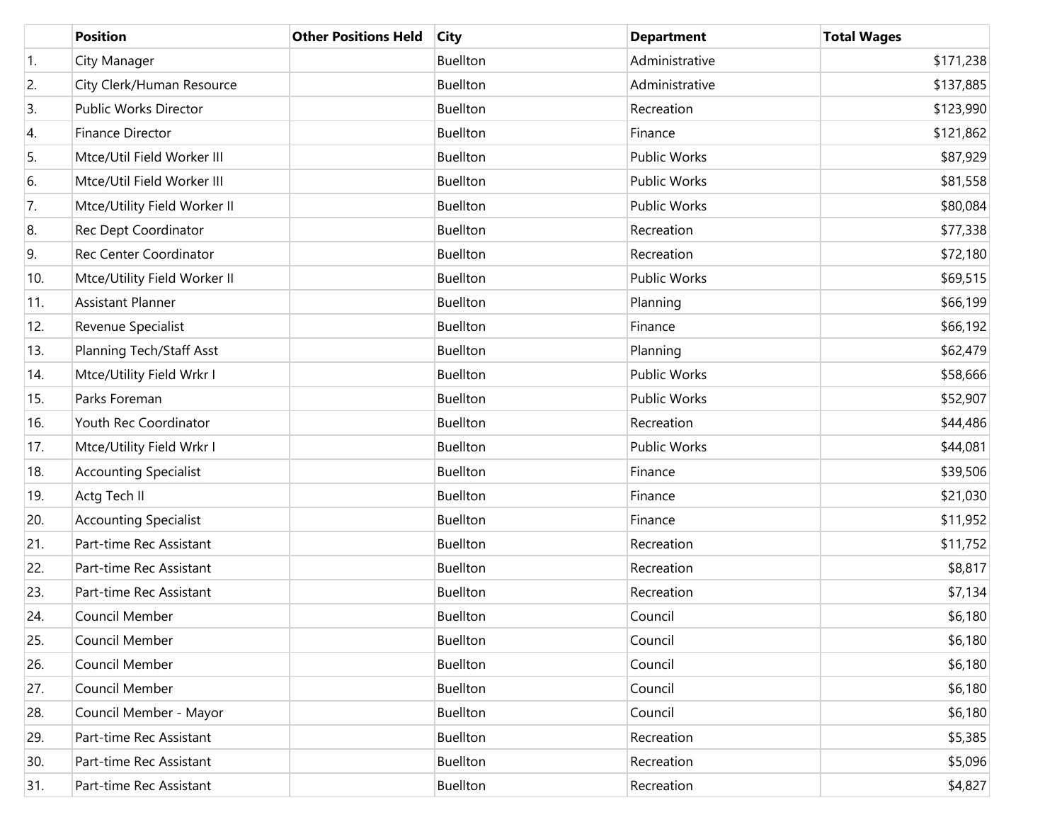| | Position | Other Positions Held | City | Department | Total Wages |
|---|---|---|---|---|---|
| 1. | City Manager | | Buellton | Administrative | $171,238 |
| 2. | City Clerk/Human Resource | | Buellton | Administrative | $137,885 |
| 3. | Public Works Director | | Buellton | Recreation | $123,990 |
| 4. | Finance Director | | Buellton | Finance | $121,862 |
| 5. | Mtce/Util Field Worker III | | Buellton | Public Works | $87,929 |
| 6. | Mtce/Util Field Worker III | | Buellton | Public Works | $81,558 |
| 7. | Mtce/Utility Field Worker II | | Buellton | Public Works | $80,084 |
| 8. | Rec Dept Coordinator | | Buellton | Recreation | $77,338 |
| 9. | Rec Center Coordinator | | Buellton | Recreation | $72,180 |
| 10. | Mtce/Utility Field Worker II | | Buellton | Public Works | $69,515 |
| 11. | Assistant Planner | | Buellton | Planning | $66,199 |
| 12. | Revenue Specialist | | Buellton | Finance | $66,192 |
| 13. | Planning Tech/Staff Asst | | Buellton | Planning | $62,479 |
| 14. | Mtce/Utility Field Wrkr I | | Buellton | Public Works | $58,666 |
| 15. | Parks Foreman | | Buellton | Public Works | $52,907 |
| 16. | Youth Rec Coordinator | | Buellton | Recreation | $44,486 |
| 17. | Mtce/Utility Field Wrkr I | | Buellton | Public Works | $44,081 |
| 18. | Accounting Specialist | | Buellton | Finance | $39,506 |
| 19. | Actg Tech II | | Buellton | Finance | $21,030 |
| 20. | Accounting Specialist | | Buellton | Finance | $11,952 |
| 21. | Part-time Rec Assistant | | Buellton | Recreation | $11,752 |
| 22. | Part-time Rec Assistant | | Buellton | Recreation | $8,817 |
| 23. | Part-time Rec Assistant | | Buellton | Recreation | $7,134 |
| 24. | Council Member | | Buellton | Council | $6,180 |
| 25. | Council Member | | Buellton | Council | $6,180 |
| 26. | Council Member | | Buellton | Council | $6,180 |
| 27. | Council Member | | Buellton | Council | $6,180 |
| 28. | Council Member - Mayor | | Buellton | Council | $6,180 |
| 29. | Part-time Rec Assistant | | Buellton | Recreation | $5,385 |
| 30. | Part-time Rec Assistant | | Buellton | Recreation | $5,096 |
| 31. | Part-time Rec Assistant | | Buellton | Recreation | $4,827 |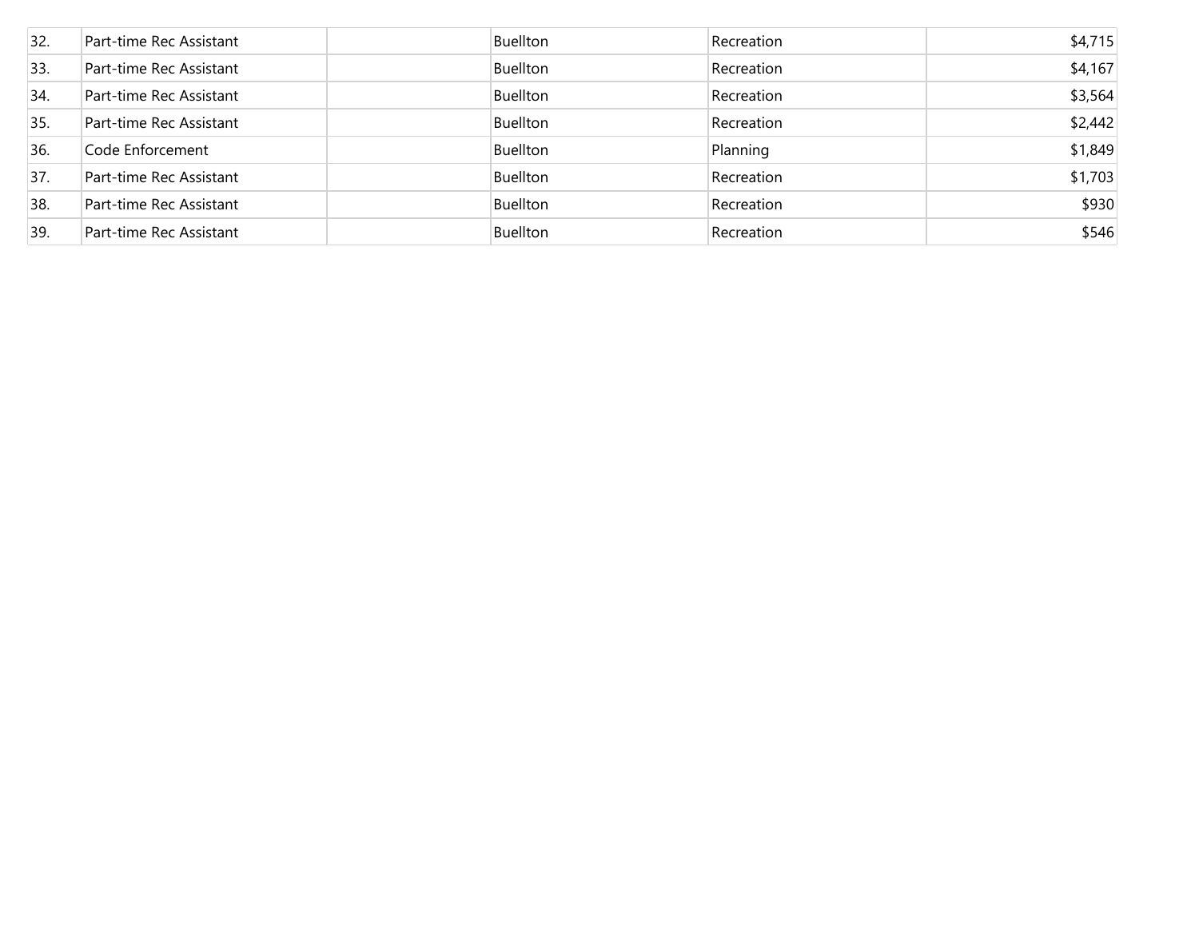| | | | | | |
|---|---|---|---|---|---|
| 32. | Part-time Rec Assistant | | Buellton | Recreation | $4,715 |
| 33. | Part-time Rec Assistant | | Buellton | Recreation | $4,167 |
| 34. | Part-time Rec Assistant | | Buellton | Recreation | $3,564 |
| 35. | Part-time Rec Assistant | | Buellton | Recreation | $2,442 |
| 36. | Code Enforcement | | Buellton | Planning | $1,849 |
| 37. | Part-time Rec Assistant | | Buellton | Recreation | $1,703 |
| 38. | Part-time Rec Assistant | | Buellton | Recreation | $930 |
| 39. | Part-time Rec Assistant | | Buellton | Recreation | $546 |